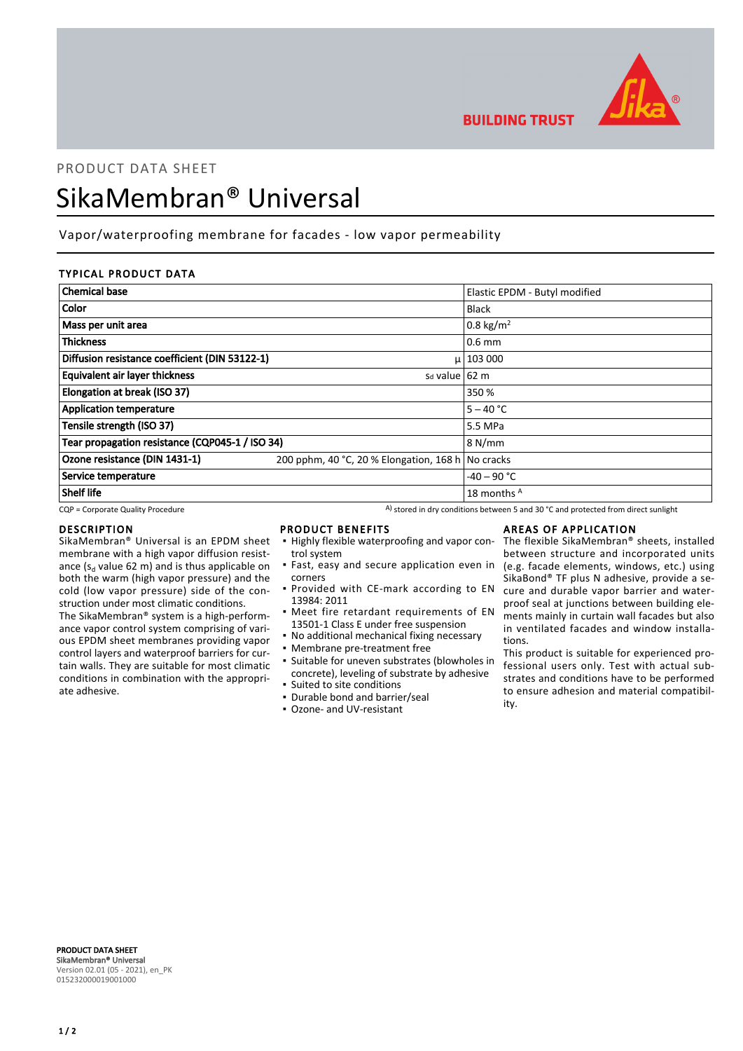PRODUCT DATA SHEET

# SikaMembran® Universal

Vapor/waterproofing membrane for facades - low vapor permeability

## TYPICAL PRODUCT DATA

| | | |
|---|---|---|
| **Chemical base** | | Elastic EPDM - Butyl modified |
| **Color** | | Black |
| **Mass per unit area** | | 0.8 kg/m² |
| **Thickness** | | 0.6 mm |
| **Diffusion resistance coefficient (DIN 53122-1)** | μ | 103 000 |
| **Equivalent air layer thickness** | $s_d$ value | 62 m |
| **Elongation at break (ISO 37)** | | 350 % |
| **Application temperature** | | 5 – 40 °C |
| **Tensile strength (ISO 37)** | | 5.5 MPa |
| **Tear propagation resistance (CQP045-1 / ISO 34)** | | 8 N/mm |
| **Ozone resistance (DIN 1431-1)** | 200 pphm, 40 °C, 20 % Elongation, 168 h | No cracks |
| **Service temperature** | | -40 – 90 °C |
| **Shelf life** | | 18 months [A] |

CQP = Corporate Quality Procedure

[A] stored in dry conditions between 5 and 30 °C and protected from direct sunlight

## DESCRIPTION

SikaMembran® Universal is an EPDM sheet membrane with a high vapor diffusion resistance ($s_d$ value 62 m) and is thus applicable on both the warm (high vapor pressure) and the cold (low vapor pressure) side of the construction under most climatic conditions.

The SikaMembran® system is a high-performance vapor control system comprising of various EPDM sheet membranes providing vapor control layers and waterproof barriers for curtain walls. They are suitable for most climatic conditions in combination with the appropriate adhesive.

## PRODUCT BENEFITS

- Highly flexible waterproofing and vapor control system
- Fast, easy and secure application even in corners
- Provided with CE-mark according to EN 13984: 2011
- Meet fire retardant requirements of EN 13501-1 Class E under free suspension
- No additional mechanical fixing necessary
- Membrane pre-treatment free
- Suitable for uneven substrates (blowholes in concrete), leveling of substrate by adhesive
- Suited to site conditions
- Durable bond and barrier/seal
- Ozone- and UV-resistant

## AREAS OF APPLICATION

The flexible SikaMembran® sheets, installed between structure and incorporated units (e.g. facade elements, windows, etc.) using SikaBond® TF plus N adhesive, provide a secure and durable vapor barrier and waterproof seal at junctions between building elements mainly in curtain wall facades but also in ventilated facades and window installations.

This product is suitable for experienced professional users only. Test with actual substrates and conditions have to be performed to ensure adhesion and material compatibility.

**PRODUCT DATA SHEET**
**SikaMembran® Universal**
Version 02.01 (05 - 2021), en_PK
015232000019001000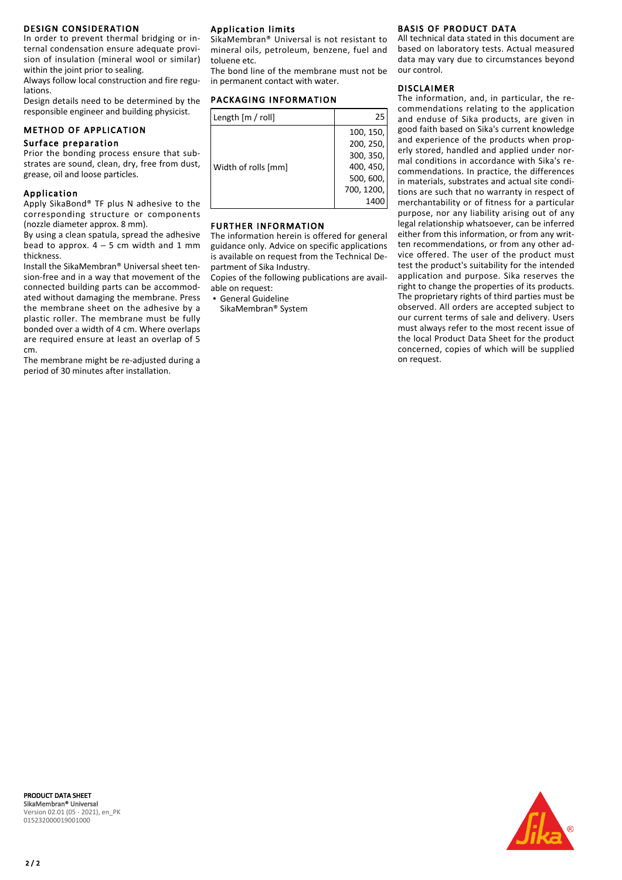## DESIGN CONSIDERATION

In order to prevent thermal bridging or internal condensation ensure adequate provision of insulation (mineral wool or similar) within the joint prior to sealing.

Always follow local construction and fire regulations.

Design details need to be determined by the responsible engineer and building physicist.

## METHOD OF APPLICATION

### Surface preparation

Prior the bonding process ensure that substrates are sound, clean, dry, free from dust, grease, oil and loose particles.

### Application

Apply SikaBond® TF plus N adhesive to the corresponding structure or components (nozzle diameter approx. 8 mm).

By using a clean spatula, spread the adhesive bead to approx. 4 – 5 cm width and 1 mm thickness.

Install the SikaMembran® Universal sheet tension-free and in a way that movement of the connected building parts can be accommodated without damaging the membrane. Press the membrane sheet on the adhesive by a plastic roller. The membrane must be fully bonded over a width of 4 cm. Where overlaps are required ensure at least an overlap of 5 cm.

The membrane might be re-adjusted during a period of 30 minutes after installation.

### Application limits

SikaMembran® Universal is not resistant to mineral oils, petroleum, benzene, fuel and toluene etc.

The bond line of the membrane must not be in permanent contact with water.

## PACKAGING INFORMATION

| | |
|---|---|
| Length [m / roll] | 25 |
| Width of rolls [mm] | 100, 150, 200, 250, 300, 350, 400, 450, 500, 600, 700, 1200, 1400 |

## FURTHER INFORMATION

The information herein is offered for general guidance only. Advice on specific applications is available on request from the Technical Department of Sika Industry.

Copies of the following publications are available on request:

- General Guideline SikaMembran® System

## BASIS OF PRODUCT DATA

All technical data stated in this document are based on laboratory tests. Actual measured data may vary due to circumstances beyond our control.

## DISCLAIMER

The information, and, in particular, the recommendations relating to the application and enduse of Sika products, are given in good faith based on Sika's current knowledge and experience of the products when properly stored, handled and applied under normal conditions in accordance with Sika's recommendations. In practice, the differences in materials, substrates and actual site conditions are such that no warranty in respect of merchantability or of fitness for a particular purpose, nor any liability arising out of any legal relationship whatsoever, can be inferred either from this information, or from any written recommendations, or from any other advice offered. The user of the product must test the product's suitability for the intended application and purpose. Sika reserves the right to change the properties of its products. The proprietary rights of third parties must be observed. All orders are accepted subject to our current terms of sale and delivery. Users must always refer to the most recent issue of the local Product Data Sheet for the product concerned, copies of which will be supplied on request.

**PRODUCT DATA SHEET**
**SikaMembran® Universal**
Version 02.01 (05 - 2021), en_PK
015232000019001000